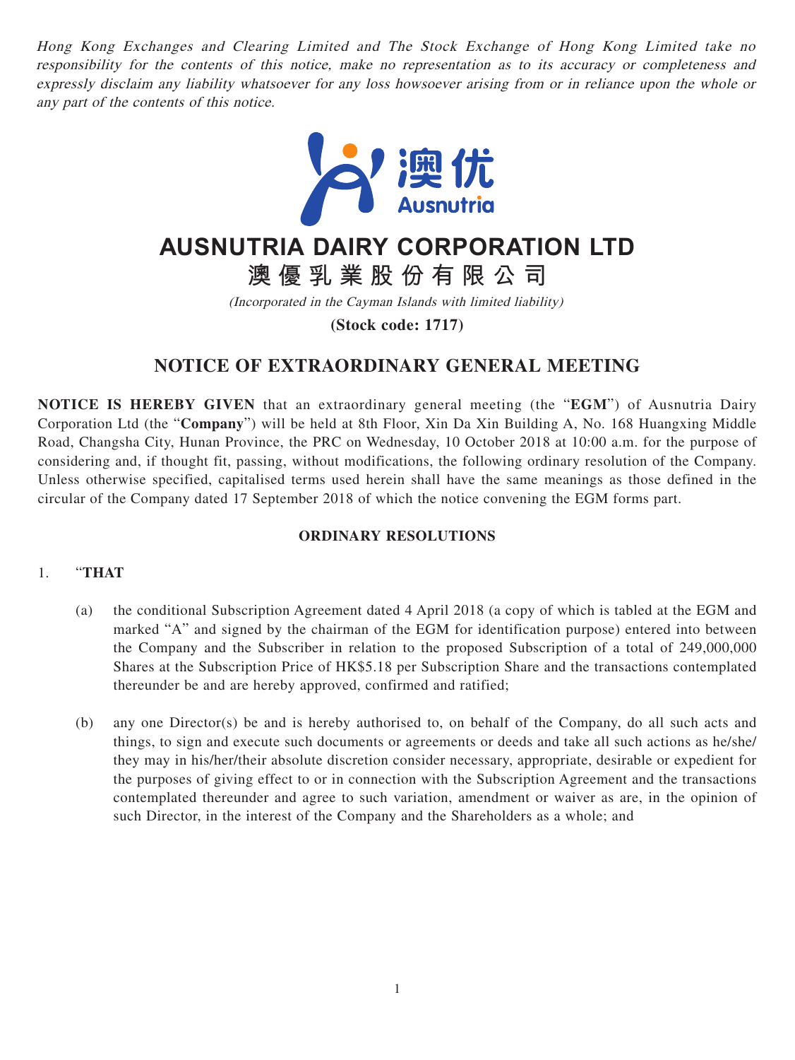*Hong Kong Exchanges and Clearing Limited and The Stock Exchange of Hong Kong Limited take no responsibility for the contents of this notice, make no representation as to its accuracy or completeness and expressly disclaim any liability whatsoever for any loss howsoever arising from or in reliance upon the whole or any part of the contents of this notice.*

# AUSNUTRIA DAIRY CORPORATION LTD

# 澳優乳業股份有限公司

*(Incorporated in the Cayman Islands with limited liability)*

**(Stock code: 1717)**

## NOTICE OF EXTRAORDINARY GENERAL MEETING

**NOTICE IS HEREBY GIVEN** that an extraordinary general meeting (the "**EGM**") of Ausnutria Dairy Corporation Ltd (the "**Company**") will be held at 8th Floor, Xin Da Xin Building A, No. 168 Huangxing Middle Road, Changsha City, Hunan Province, the PRC on Wednesday, 10 October 2018 at 10:00 a.m. for the purpose of considering and, if thought fit, passing, without modifications, the following ordinary resolution of the Company. Unless otherwise specified, capitalised terms used herein shall have the same meanings as those defined in the circular of the Company dated 17 September 2018 of which the notice convening the EGM forms part.

### ORDINARY RESOLUTIONS

1. "**THAT**

   (a) the conditional Subscription Agreement dated 4 April 2018 (a copy of which is tabled at the EGM and marked "A" and signed by the chairman of the EGM for identification purpose) entered into between the Company and the Subscriber in relation to the proposed Subscription of a total of 249,000,000 Shares at the Subscription Price of HK$5.18 per Subscription Share and the transactions contemplated thereunder be and are hereby approved, confirmed and ratified;

   (b) any one Director(s) be and is hereby authorised to, on behalf of the Company, do all such acts and things, to sign and execute such documents or agreements or deeds and take all such actions as he/she/they may in his/her/their absolute discretion consider necessary, appropriate, desirable or expedient for the purposes of giving effect to or in connection with the Subscription Agreement and the transactions contemplated thereunder and agree to such variation, amendment or waiver as are, in the opinion of such Director, in the interest of the Company and the Shareholders as a whole; and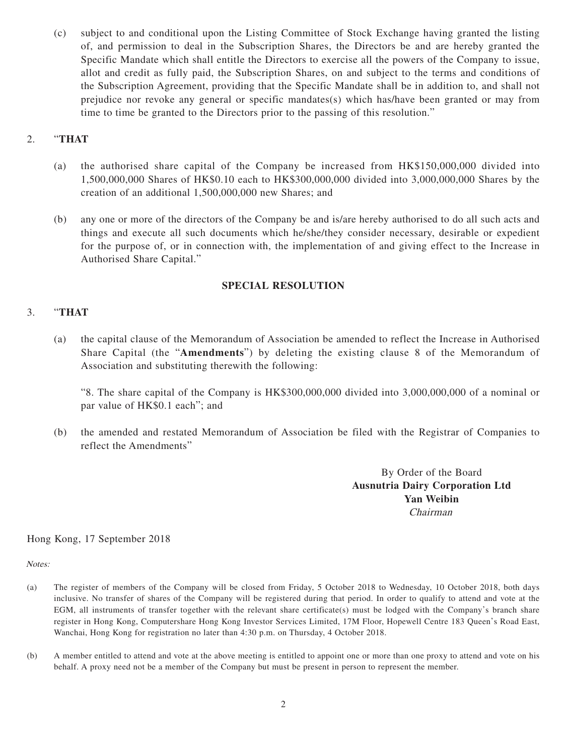(c) subject to and conditional upon the Listing Committee of Stock Exchange having granted the listing of, and permission to deal in the Subscription Shares, the Directors be and are hereby granted the Specific Mandate which shall entitle the Directors to exercise all the powers of the Company to issue, allot and credit as fully paid, the Subscription Shares, on and subject to the terms and conditions of the Subscription Agreement, providing that the Specific Mandate shall be in addition to, and shall not prejudice nor revoke any general or specific mandates(s) which has/have been granted or may from time to time be granted to the Directors prior to the passing of this resolution."

2. "**THAT**

(a) the authorised share capital of the Company be increased from HK$150,000,000 divided into 1,500,000,000 Shares of HK$0.10 each to HK$300,000,000 divided into 3,000,000,000 Shares by the creation of an additional 1,500,000,000 new Shares; and

(b) any one or more of the directors of the Company be and is/are hereby authorised to do all such acts and things and execute all such documents which he/she/they consider necessary, desirable or expedient for the purpose of, or in connection with, the implementation of and giving effect to the Increase in Authorised Share Capital."

**SPECIAL RESOLUTION**

3. "**THAT**

(a) the capital clause of the Memorandum of Association be amended to reflect the Increase in Authorised Share Capital (the "**Amendments**") by deleting the existing clause 8 of the Memorandum of Association and substituting therewith the following:

"8. The share capital of the Company is HK$300,000,000 divided into 3,000,000,000 of a nominal or par value of HK$0.1 each"; and

(b) the amended and restated Memorandum of Association be filed with the Registrar of Companies to reflect the Amendments"

By Order of the Board
**Ausnutria Dairy Corporation Ltd**
**Yan Weibin**
*Chairman*

Hong Kong, 17 September 2018

*Notes:*

(a) The register of members of the Company will be closed from Friday, 5 October 2018 to Wednesday, 10 October 2018, both days inclusive. No transfer of shares of the Company will be registered during that period. In order to qualify to attend and vote at the EGM, all instruments of transfer together with the relevant share certificate(s) must be lodged with the Company's branch share register in Hong Kong, Computershare Hong Kong Investor Services Limited, 17M Floor, Hopewell Centre 183 Queen's Road East, Wanchai, Hong Kong for registration no later than 4:30 p.m. on Thursday, 4 October 2018.

(b) A member entitled to attend and vote at the above meeting is entitled to appoint one or more than one proxy to attend and vote on his behalf. A proxy need not be a member of the Company but must be present in person to represent the member.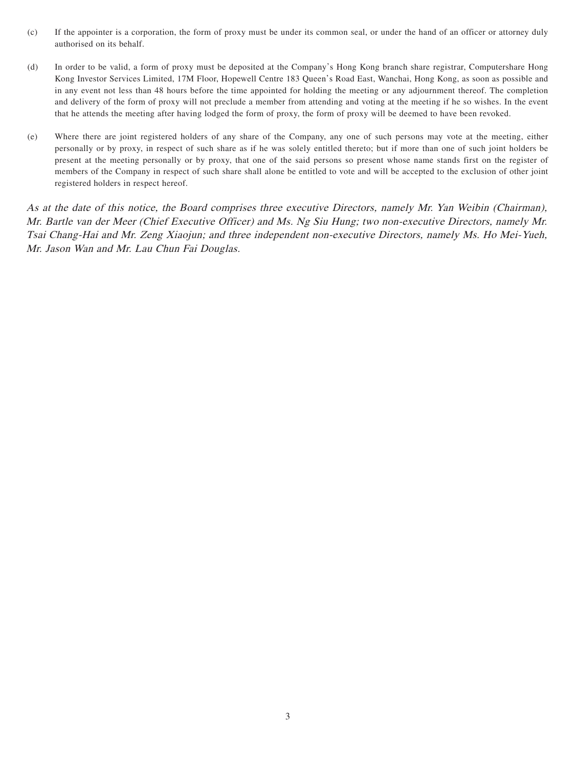(c) If the appointer is a corporation, the form of proxy must be under its common seal, or under the hand of an officer or attorney duly authorised on its behalf.

(d) In order to be valid, a form of proxy must be deposited at the Company's Hong Kong branch share registrar, Computershare Hong Kong Investor Services Limited, 17M Floor, Hopewell Centre 183 Queen's Road East, Wanchai, Hong Kong, as soon as possible and in any event not less than 48 hours before the time appointed for holding the meeting or any adjournment thereof. The completion and delivery of the form of proxy will not preclude a member from attending and voting at the meeting if he so wishes. In the event that he attends the meeting after having lodged the form of proxy, the form of proxy will be deemed to have been revoked.

(e) Where there are joint registered holders of any share of the Company, any one of such persons may vote at the meeting, either personally or by proxy, in respect of such share as if he was solely entitled thereto; but if more than one of such joint holders be present at the meeting personally or by proxy, that one of the said persons so present whose name stands first on the register of members of the Company in respect of such share shall alone be entitled to vote and will be accepted to the exclusion of other joint registered holders in respect hereof.

*As at the date of this notice, the Board comprises three executive Directors, namely Mr. Yan Weibin (Chairman), Mr. Bartle van der Meer (Chief Executive Officer) and Ms. Ng Siu Hung; two non-executive Directors, namely Mr. Tsai Chang-Hai and Mr. Zeng Xiaojun; and three independent non-executive Directors, namely Ms. Ho Mei-Yueh, Mr. Jason Wan and Mr. Lau Chun Fai Douglas.*